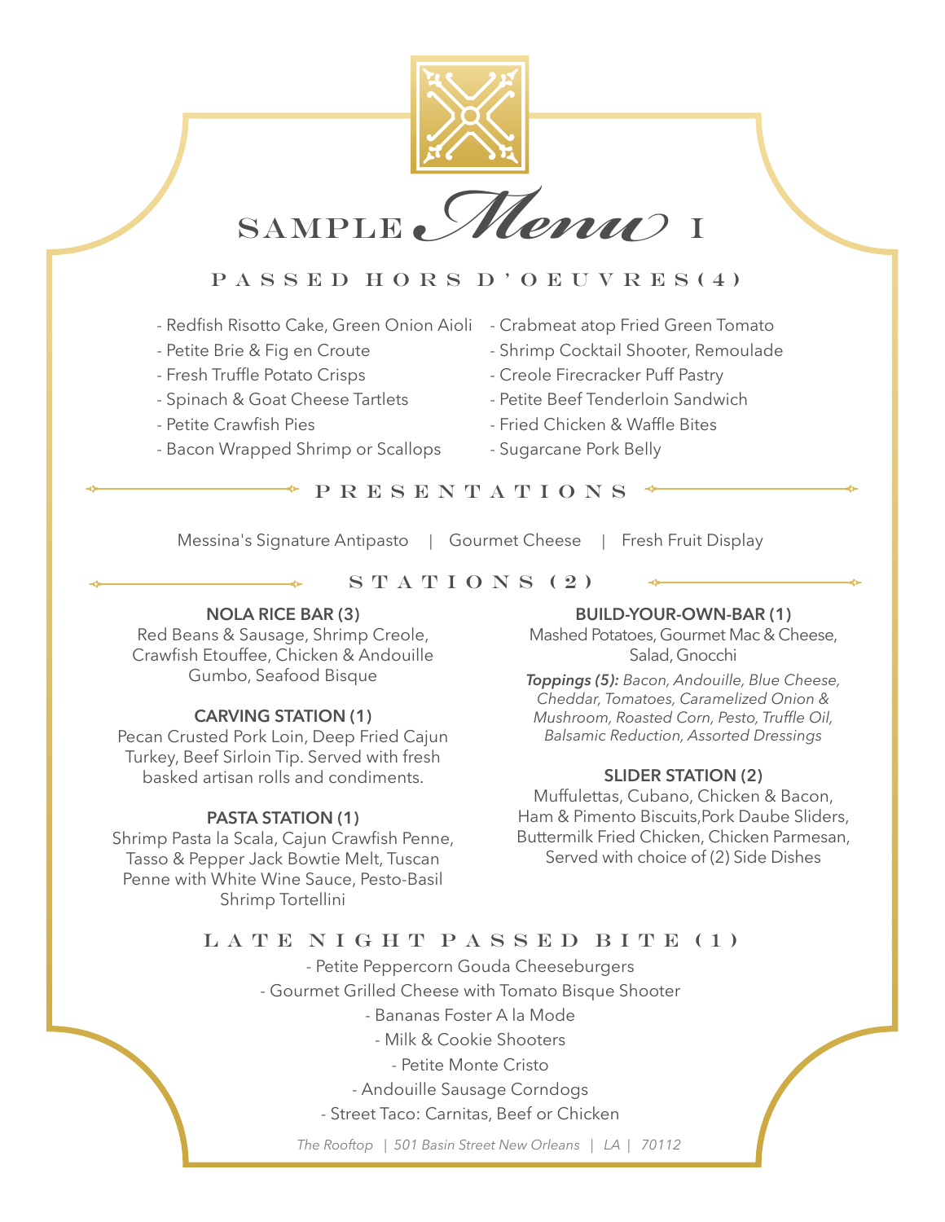# SAMPLE *Menu* I

## PASSED HORS D'OEUVRES(4)

- Redfish Risotto Cake, Green Onion Aioli
- Petite Brie & Fig en Croute
- Fresh Truffle Potato Crisps
- Spinach & Goat Cheese Tartlets
- Petite Crawfish Pies
- Bacon Wrapped Shrimp or Scallops
- Crabmeat atop Fried Green Tomato
- Shrimp Cocktail Shooter, Remoulade
- Creole Firecracker Puff Pastry
- Petite Beef Tenderloin Sandwich
- Fried Chicken & Waffle Bites
- Sugarcane Pork Belly

## PRESENTATIONS

Messina's Signature Antipasto | Gourmet Cheese | Fresh Fruit Display

## STATIONS (2)

**NOLA RICE BAR (3)**
Red Beans & Sausage, Shrimp Creole, Crawfish Etouffee, Chicken & Andouille Gumbo, Seafood Bisque

**CARVING STATION (1)**
Pecan Crusted Pork Loin, Deep Fried Cajun Turkey, Beef Sirloin Tip. Served with fresh basked artisan rolls and condiments.

**PASTA STATION (1)**
Shrimp Pasta la Scala, Cajun Crawfish Penne, Tasso & Pepper Jack Bowtie Melt, Tuscan Penne with White Wine Sauce, Pesto-Basil Shrimp Tortellini

**BUILD-YOUR-OWN-BAR (1)**
Mashed Potatoes, Gourmet Mac & Cheese, Salad, Gnocchi

***Toppings (5):*** *Bacon, Andouille, Blue Cheese, Cheddar, Tomatoes, Caramelized Onion & Mushroom, Roasted Corn, Pesto, Truffle Oil, Balsamic Reduction, Assorted Dressings*

**SLIDER STATION (2)**
Muffulettas, Cubano, Chicken & Bacon, Ham & Pimento Biscuits,Pork Daube Sliders, Buttermilk Fried Chicken, Chicken Parmesan, Served with choice of (2) Side Dishes

## LATE NIGHT PASSED BITE (1)

- Petite Peppercorn Gouda Cheeseburgers
- Gourmet Grilled Cheese with Tomato Bisque Shooter
- Bananas Foster A la Mode
- Milk & Cookie Shooters
- Petite Monte Cristo
- Andouille Sausage Corndogs
- Street Taco: Carnitas, Beef or Chicken

*The Rooftop | 501 Basin Street New Orleans | LA | 70112*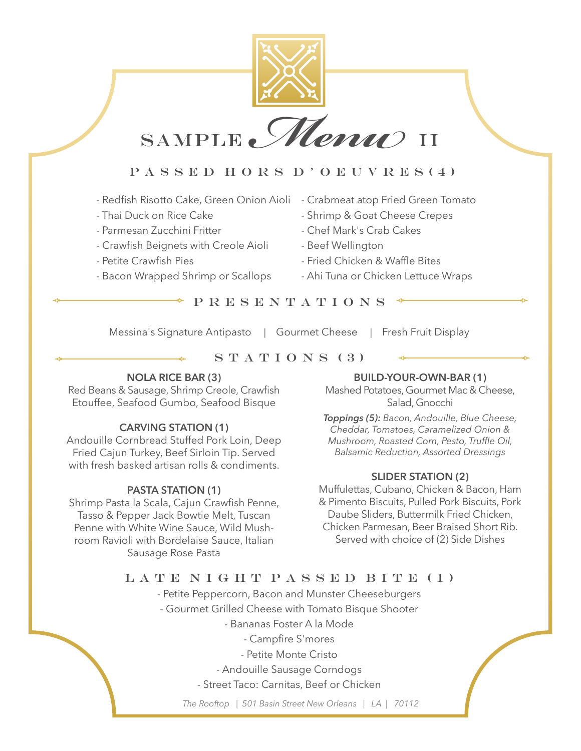# SAMPLE *Menu* II

## PASSED HORS D'OEUVRES(4)

- Redfish Risotto Cake, Green Onion Aioli
- Thai Duck on Rice Cake
- Parmesan Zucchini Fritter
- Crawfish Beignets with Creole Aioli
- Petite Crawfish Pies
- Bacon Wrapped Shrimp or Scallops
- Crabmeat atop Fried Green Tomato
- Shrimp & Goat Cheese Crepes
- Chef Mark's Crab Cakes
- Beef Wellington
- Fried Chicken & Waffle Bites
- Ahi Tuna or Chicken Lettuce Wraps

## PRESENTATIONS

Messina's Signature Antipasto | Gourmet Cheese | Fresh Fruit Display

## STATIONS (3)

**NOLA RICE BAR (3)**
Red Beans & Sausage, Shrimp Creole, Crawfish Etouffee, Seafood Gumbo, Seafood Bisque

**CARVING STATION (1)**
Andouille Cornbread Stuffed Pork Loin, Deep Fried Cajun Turkey, Beef Sirloin Tip. Served with fresh basked artisan rolls & condiments.

**PASTA STATION (1)**
Shrimp Pasta la Scala, Cajun Crawfish Penne, Tasso & Pepper Jack Bowtie Melt, Tuscan Penne with White Wine Sauce, Wild Mushroom Ravioli with Bordelaise Sauce, Italian Sausage Rose Pasta

**BUILD-YOUR-OWN-BAR (1)**
Mashed Potatoes, Gourmet Mac & Cheese, Salad, Gnocchi

***Toppings (5):*** *Bacon, Andouille, Blue Cheese, Cheddar, Tomatoes, Caramelized Onion & Mushroom, Roasted Corn, Pesto, Truffle Oil, Balsamic Reduction, Assorted Dressings*

**SLIDER STATION (2)**
Muffulettas, Cubano, Chicken & Bacon, Ham & Pimento Biscuits, Pulled Pork Biscuits, Pork Daube Sliders, Buttermilk Fried Chicken, Chicken Parmesan, Beer Braised Short Rib. Served with choice of (2) Side Dishes

## LATE NIGHT PASSED BITE (1)

- Petite Peppercorn, Bacon and Munster Cheeseburgers
- Gourmet Grilled Cheese with Tomato Bisque Shooter
- Bananas Foster A la Mode
- Campfire S'mores
- Petite Monte Cristo
- Andouille Sausage Corndogs
- Street Taco: Carnitas, Beef or Chicken

*The Rooftop | 501 Basin Street New Orleans | LA | 70112*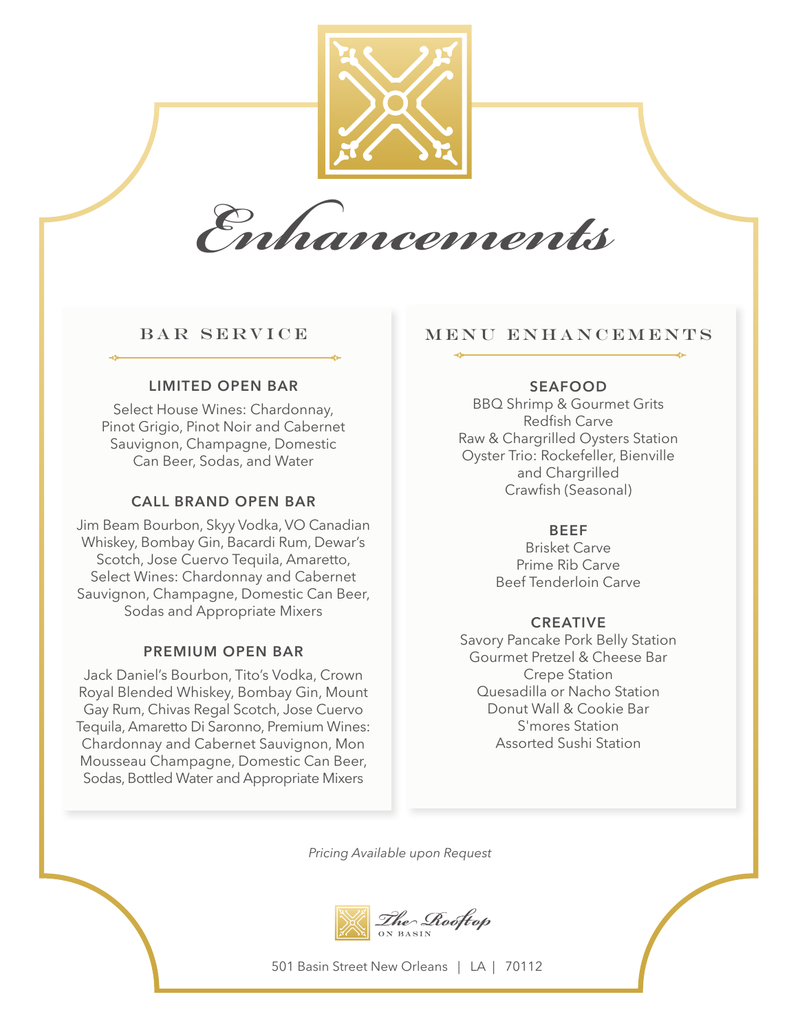# Enhancements

## BAR SERVICE

### LIMITED OPEN BAR

Select House Wines: Chardonnay, Pinot Grigio, Pinot Noir and Cabernet Sauvignon, Champagne, Domestic Can Beer, Sodas, and Water

### CALL BRAND OPEN BAR

Jim Beam Bourbon, Skyy Vodka, VO Canadian Whiskey, Bombay Gin, Bacardi Rum, Dewar's Scotch, Jose Cuervo Tequila, Amaretto, Select Wines: Chardonnay and Cabernet Sauvignon, Champagne, Domestic Can Beer, Sodas and Appropriate Mixers

### PREMIUM OPEN BAR

Jack Daniel's Bourbon, Tito's Vodka, Crown Royal Blended Whiskey, Bombay Gin, Mount Gay Rum, Chivas Regal Scotch, Jose Cuervo Tequila, Amaretto Di Saronno, Premium Wines: Chardonnay and Cabernet Sauvignon, Mon Mousseau Champagne, Domestic Can Beer, Sodas, Bottled Water and Appropriate Mixers

## MENU ENHANCEMENTS

### SEAFOOD

BBQ Shrimp & Gourmet Grits
Redfish Carve
Raw & Chargrilled Oysters Station
Oyster Trio: Rockefeller, Bienville and Chargrilled
Crawfish (Seasonal)

### BEEF

Brisket Carve
Prime Rib Carve
Beef Tenderloin Carve

### CREATIVE

Savory Pancake Pork Belly Station
Gourmet Pretzel & Cheese Bar
Crepe Station
Quesadilla or Nacho Station
Donut Wall & Cookie Bar
S'mores Station
Assorted Sushi Station

*Pricing Available upon Request*

The Rooftop ON BASIN

501 Basin Street New Orleans | LA | 70112